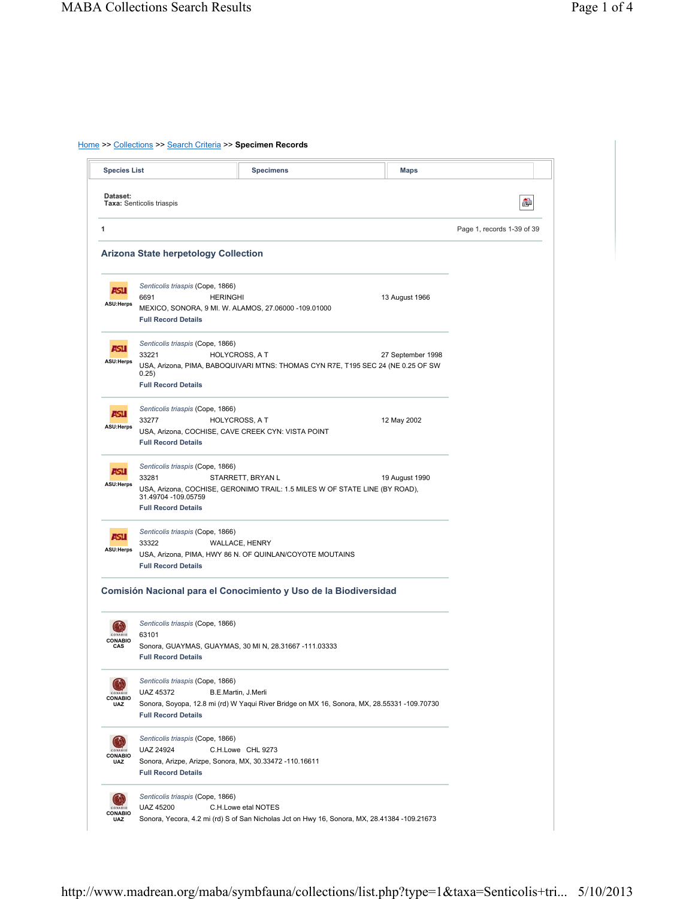Home >> Collections >> Search Criteria >> **Specimen Records**

| Species List | Specimens | Maps |
|---|---|---|

**Dataset:**
**Taxa:** Senticolis triaspis

1 Page 1, records 1-39 of 39

## Arizona State herpetology Collection

ASU:Herps
*Senticolis triaspis* (Cope, 1866)
6691 HERINGHI 13 August 1966
MEXICO, SONORA, 9 MI. W. ALAMOS, 27.06000 -109.01000
**Full Record Details**

ASU:Herps
*Senticolis triaspis* (Cope, 1866)
33221 HOLYCROSS, A T 27 September 1998
USA, Arizona, PIMA, BABOQUIVARI MTNS: THOMAS CYN R7E, T195 SEC 24 (NE 0.25 OF SW 0.25)
**Full Record Details**

ASU:Herps
*Senticolis triaspis* (Cope, 1866)
33277 HOLYCROSS, A T 12 May 2002
USA, Arizona, COCHISE, CAVE CREEK CYN: VISTA POINT
**Full Record Details**

ASU:Herps
*Senticolis triaspis* (Cope, 1866)
33281 STARRETT, BRYAN L 19 August 1990
USA, Arizona, COCHISE, GERONIMO TRAIL: 1.5 MILES W OF STATE LINE (BY ROAD), 31.49704 -109.05759
**Full Record Details**

ASU:Herps
*Senticolis triaspis* (Cope, 1866)
33322 WALLACE, HENRY
USA, Arizona, PIMA, HWY 86 N. OF QUINLAN/COYOTE MOUTAINS
**Full Record Details**

## Comisión Nacional para el Conocimiento y Uso de la Biodiversidad

CONABIO CAS
*Senticolis triaspis* (Cope, 1866)
63101
Sonora, GUAYMAS, GUAYMAS, 30 MI N, 28.31667 -111.03333
**Full Record Details**

CONABIO UAZ
*Senticolis triaspis* (Cope, 1866)
UAZ 45372 B.E.Martin, J.Merli
Sonora, Soyopa, 12.8 mi (rd) W Yaqui River Bridge on MX 16, Sonora, MX, 28.55331 -109.70730
**Full Record Details**

CONABIO UAZ
*Senticolis triaspis* (Cope, 1866)
UAZ 24924 C.H.Lowe CHL 9273
Sonora, Arizpe, Arizpe, Sonora, MX, 30.33472 -110.16611
**Full Record Details**

CONABIO UAZ
*Senticolis triaspis* (Cope, 1866)
UAZ 45200 C.H.Lowe etal NOTES
Sonora, Yecora, 4.2 mi (rd) S of San Nicholas Jct on Hwy 16, Sonora, MX, 28.41384 -109.21673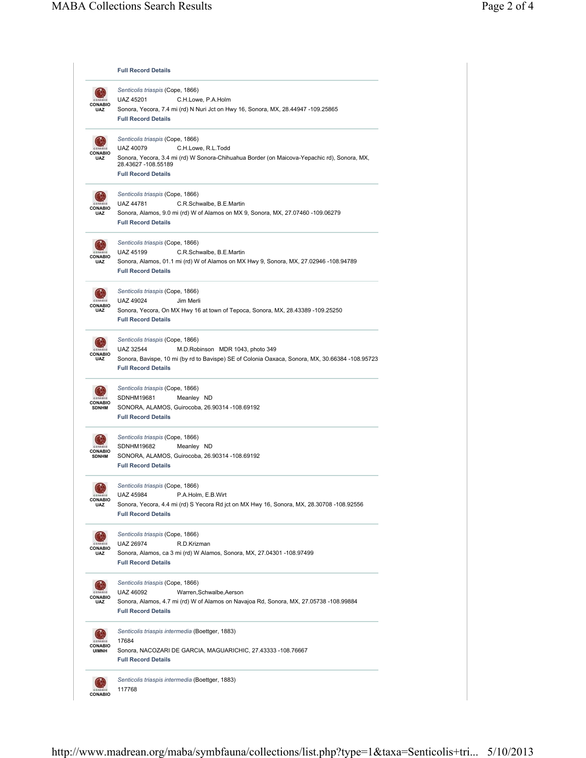**Full Record Details**

---

CONABIO UAZ

*Senticolis triaspis* (Cope, 1866)
UAZ 45201 C.H.Lowe, P.A.Holm
Sonora, Yecora, 7.4 mi (rd) N Nuri Jct on Hwy 16, Sonora, MX, 28.44947 -109.25865
**Full Record Details**

---

CONABIO UAZ

*Senticolis triaspis* (Cope, 1866)
UAZ 40079 C.H.Lowe, R.L.Todd
Sonora, Yecora, 3.4 mi (rd) W Sonora-Chihuahua Border (on Maicova-Yepachic rd), Sonora, MX, 28.43627 -108.55189
**Full Record Details**

---

CONABIO UAZ

*Senticolis triaspis* (Cope, 1866)
UAZ 44781 C.R.Schwalbe, B.E.Martin
Sonora, Alamos, 9.0 mi (rd) W of Alamos on MX 9, Sonora, MX, 27.07460 -109.06279
**Full Record Details**

---

CONABIO UAZ

*Senticolis triaspis* (Cope, 1866)
UAZ 45199 C.R.Schwalbe, B.E.Martin
Sonora, Alamos, 01.1 mi (rd) W of Alamos on MX Hwy 9, Sonora, MX, 27.02946 -108.94789
**Full Record Details**

---

CONABIO UAZ

*Senticolis triaspis* (Cope, 1866)
UAZ 49024 Jim Merli
Sonora, Yecora, On MX Hwy 16 at town of Tepoca, Sonora, MX, 28.43389 -109.25250
**Full Record Details**

---

CONABIO UAZ

*Senticolis triaspis* (Cope, 1866)
UAZ 32544 M.D.Robinson MDR 1043, photo 349
Sonora, Bavispe, 10 mi (by rd to Bavispe) SE of Colonia Oaxaca, Sonora, MX, 30.66384 -108.95723
**Full Record Details**

---

CONABIO SDNHM

*Senticolis triaspis* (Cope, 1866)
SDNHM19681 Meanley ND
SONORA, ALAMOS, Guirocoba, 26.90314 -108.69192
**Full Record Details**

---

CONABIO SDNHM

*Senticolis triaspis* (Cope, 1866)
SDNHM19682 Meanley ND
SONORA, ALAMOS, Guirocoba, 26.90314 -108.69192
**Full Record Details**

---

CONABIO UAZ

*Senticolis triaspis* (Cope, 1866)
UAZ 45984 P.A.Holm, E.B.Wirt
Sonora, Yecora, 4.4 mi (rd) S Yecora Rd jct on MX Hwy 16, Sonora, MX, 28.30708 -108.92556
**Full Record Details**

---

CONABIO UAZ

*Senticolis triaspis* (Cope, 1866)
UAZ 26974 R.D.Krizman
Sonora, Alamos, ca 3 mi (rd) W Alamos, Sonora, MX, 27.04301 -108.97499
**Full Record Details**

---

CONABIO UAZ

*Senticolis triaspis* (Cope, 1866)
UAZ 46092 Warren,Schwalbe,Aerson
Sonora, Alamos, 4.7 mi (rd) W of Alamos on Navajoa Rd, Sonora, MX, 27.05738 -108.99884
**Full Record Details**

---

CONABIO UIMNH

*Senticolis triaspis intermedia* (Boettger, 1883)
17684
Sonora, NACOZARI DE GARCIA, MAGUARICHIC, 27.43333 -108.76667
**Full Record Details**

---

CONABIO

*Senticolis triaspis intermedia* (Boettger, 1883)
117768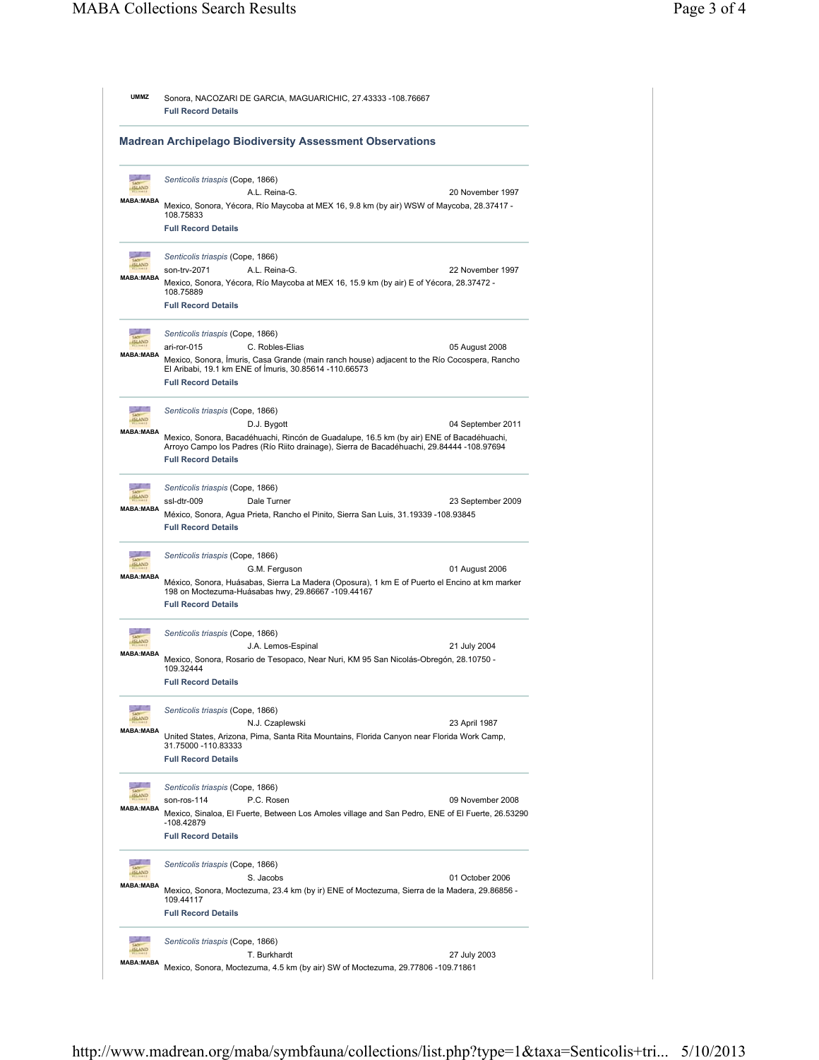UMMZ Sonora, NACOZARI DE GARCIA, MAGUARICHIC, 27.43333 -108.76667
**Full Record Details**

## Madrean Archipelago Biodiversity Assessment Observations

MABA:MABA
*Senticolis triaspis* (Cope, 1866)
A.L. Reina-G. 20 November 1997
Mexico, Sonora, Yécora, Río Maycoba at MEX 16, 9.8 km (by air) WSW of Maycoba, 28.37417 -108.75833
**Full Record Details**

MABA:MABA
*Senticolis triaspis* (Cope, 1866)
son-trv-2071 A.L. Reina-G. 22 November 1997
Mexico, Sonora, Yécora, Río Maycoba at MEX 16, 15.9 km (by air) E of Yécora, 28.37472 -108.75889
**Full Record Details**

MABA:MABA
*Senticolis triaspis* (Cope, 1866)
ari-ror-015 C. Robles-Elias 05 August 2008
Mexico, Sonora, Ímuris, Casa Grande (main ranch house) adjacent to the Río Cocospera, Rancho El Aribabi, 19.1 km ENE of Ímuris, 30.85614 -110.66573
**Full Record Details**

MABA:MABA
*Senticolis triaspis* (Cope, 1866)
D.J. Bygott 04 September 2011
Mexico, Sonora, Bacadéhuachi, Rincón de Guadalupe, 16.5 km (by air) ENE of Bacadéhuachi, Arroyo Campo los Padres (Río Riito drainage), Sierra de Bacadéhuachi, 29.84444 -108.97694
**Full Record Details**

MABA:MABA
*Senticolis triaspis* (Cope, 1866)
ssl-dtr-009 Dale Turner 23 September 2009
México, Sonora, Agua Prieta, Rancho el Pinito, Sierra San Luis, 31.19339 -108.93845
**Full Record Details**

MABA:MABA
*Senticolis triaspis* (Cope, 1866)
G.M. Ferguson 01 August 2006
México, Sonora, Huásabas, Sierra La Madera (Oposura), 1 km E of Puerto el Encino at km marker 198 on Moctezuma-Huásabas hwy, 29.86667 -109.44167
**Full Record Details**

MABA:MABA
*Senticolis triaspis* (Cope, 1866)
J.A. Lemos-Espinal 21 July 2004
Mexico, Sonora, Rosario de Tesopaco, Near Nuri, KM 95 San Nicolás-Obregón, 28.10750 -109.32444
**Full Record Details**

MABA:MABA
*Senticolis triaspis* (Cope, 1866)
N.J. Czaplewski 23 April 1987
United States, Arizona, Pima, Santa Rita Mountains, Florida Canyon near Florida Work Camp, 31.75000 -110.83333
**Full Record Details**

MABA:MABA
*Senticolis triaspis* (Cope, 1866)
son-ros-114 P.C. Rosen 09 November 2008
Mexico, Sinaloa, El Fuerte, Between Los Amoles village and San Pedro, ENE of El Fuerte, 26.53290 -108.42879
**Full Record Details**

MABA:MABA
*Senticolis triaspis* (Cope, 1866)
S. Jacobs 01 October 2006
Mexico, Sonora, Moctezuma, 23.4 km (by ir) ENE of Moctezuma, Sierra de la Madera, 29.86856 -109.44117
**Full Record Details**

MABA:MABA
*Senticolis triaspis* (Cope, 1866)
T. Burkhardt 27 July 2003
Mexico, Sonora, Moctezuma, 4.5 km (by air) SW of Moctezuma, 29.77806 -109.71861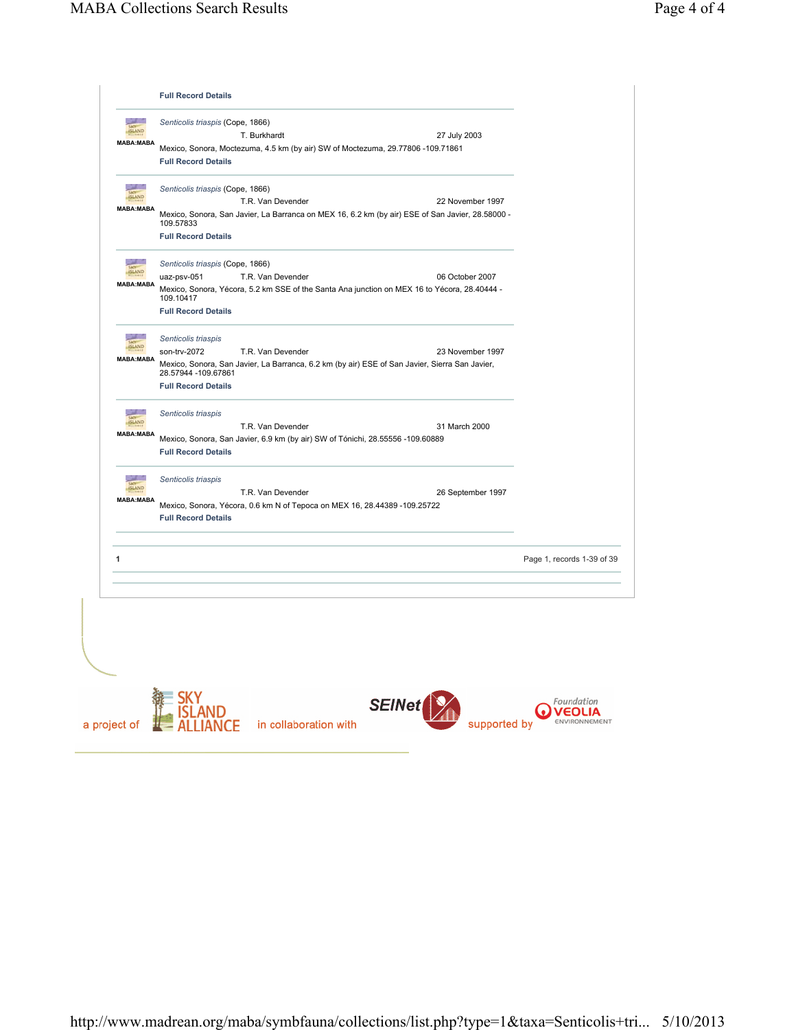**Full Record Details**

---

MABA:MABA

*Senticolis triaspis* (Cope, 1866)

T. Burkhardt 27 July 2003

Mexico, Sonora, Moctezuma, 4.5 km (by air) SW of Moctezuma, 29.77806 -109.71861

**Full Record Details**

---

MABA:MABA

*Senticolis triaspis* (Cope, 1866)

T.R. Van Devender 22 November 1997

Mexico, Sonora, San Javier, La Barranca on MEX 16, 6.2 km (by air) ESE of San Javier, 28.58000 -109.57833

**Full Record Details**

---

MABA:MABA

*Senticolis triaspis* (Cope, 1866)

uaz-psv-051 T.R. Van Devender 06 October 2007

Mexico, Sonora, Yécora, 5.2 km SSE of the Santa Ana junction on MEX 16 to Yécora, 28.40444 -109.10417

**Full Record Details**

---

MABA:MABA

*Senticolis triaspis*

son-trv-2072 T.R. Van Devender 23 November 1997

Mexico, Sonora, San Javier, La Barranca, 6.2 km (by air) ESE of San Javier, Sierra San Javier, 28.57944 -109.67861

**Full Record Details**

---

MABA:MABA

*Senticolis triaspis*

T.R. Van Devender 31 March 2000

Mexico, Sonora, San Javier, 6.9 km (by air) SW of Tónichi, 28.55556 -109.60889

**Full Record Details**

---

MABA:MABA

*Senticolis triaspis*

T.R. Van Devender 26 September 1997

Mexico, Sonora, Yécora, 0.6 km N of Tepoca on MEX 16, 28.44389 -109.25722

**Full Record Details**

---

1 Page 1, records 1-39 of 39

---

a project of SKY ISLAND ALLIANCE in collaboration with SEINet supported by Foundation VEOLIA ENVIRONNEMENT